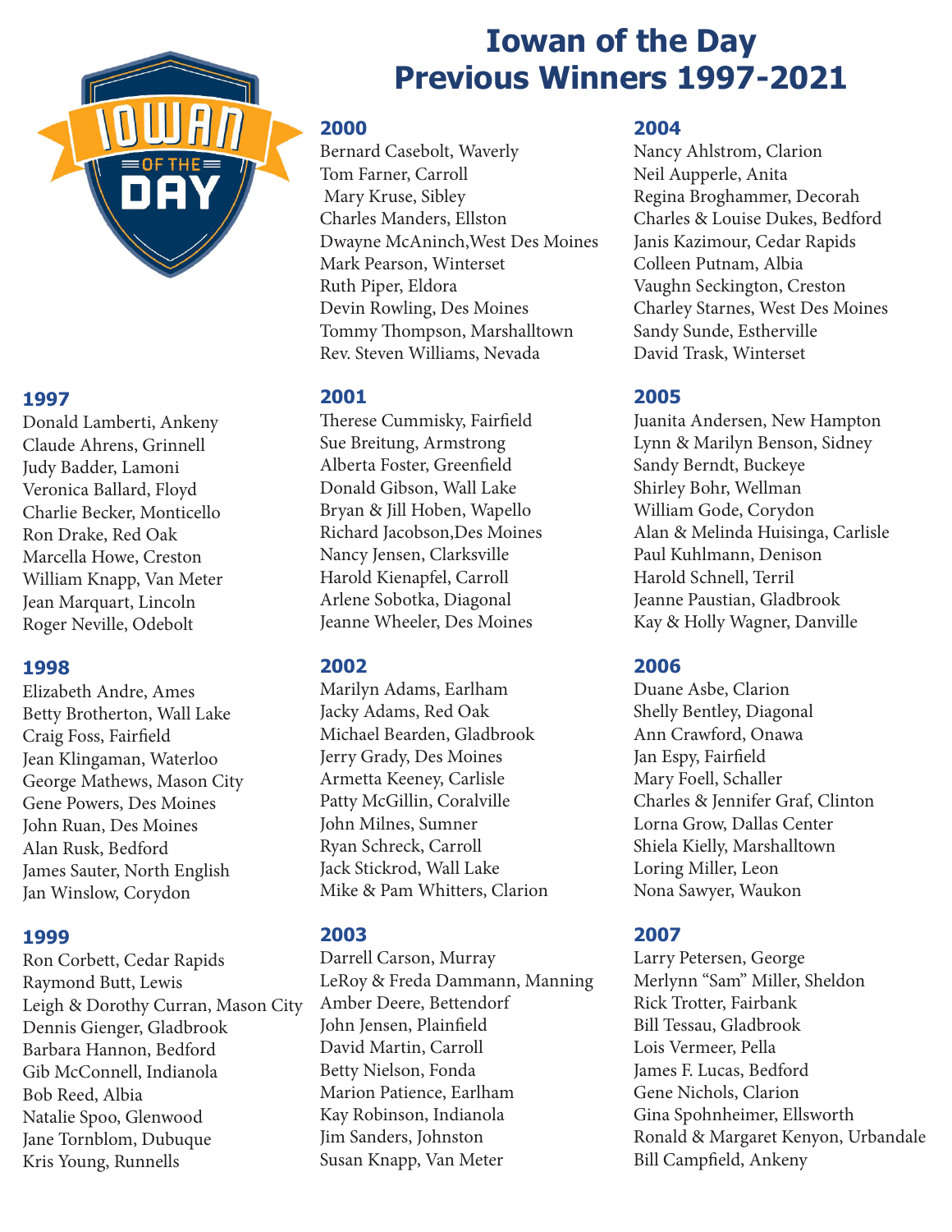# Iowan of the Day
# Previous Winners 1997-2021

### 1997
Donald Lamberti, Ankeny
Claude Ahrens, Grinnell
Judy Badder, Lamoni
Veronica Ballard, Floyd
Charlie Becker, Monticello
Ron Drake, Red Oak
Marcella Howe, Creston
William Knapp, Van Meter
Jean Marquart, Lincoln
Roger Neville, Odebolt

### 1998
Elizabeth Andre, Ames
Betty Brotherton, Wall Lake
Craig Foss, Fairfield
Jean Klingaman, Waterloo
George Mathews, Mason City
Gene Powers, Des Moines
John Ruan, Des Moines
Alan Rusk, Bedford
James Sauter, North English
Jan Winslow, Corydon

### 1999
Ron Corbett, Cedar Rapids
Raymond Butt, Lewis
Leigh & Dorothy Curran, Mason City
Dennis Gienger, Gladbrook
Barbara Hannon, Bedford
Gib McConnell, Indianola
Bob Reed, Albia
Natalie Spoo, Glenwood
Jane Tornblom, Dubuque
Kris Young, Runnells

### 2000
Bernard Casebolt, Waverly
Tom Farner, Carroll
Mary Kruse, Sibley
Charles Manders, Ellston
Dwayne McAninch,West Des Moines
Mark Pearson, Winterset
Ruth Piper, Eldora
Devin Rowling, Des Moines
Tommy Thompson, Marshalltown
Rev. Steven Williams, Nevada

### 2001
Therese Cummisky, Fairfield
Sue Breitung, Armstrong
Alberta Foster, Greenfield
Donald Gibson, Wall Lake
Bryan & Jill Hoben, Wapello
Richard Jacobson,Des Moines
Nancy Jensen, Clarksville
Harold Kienapfel, Carroll
Arlene Sobotka, Diagonal
Jeanne Wheeler, Des Moines

### 2002
Marilyn Adams, Earlham
Jacky Adams, Red Oak
Michael Bearden, Gladbrook
Jerry Grady, Des Moines
Armetta Keeney, Carlisle
Patty McGillin, Coralville
John Milnes, Sumner
Ryan Schreck, Carroll
Jack Stickrod, Wall Lake
Mike & Pam Whitters, Clarion

### 2003
Darrell Carson, Murray
LeRoy & Freda Dammann, Manning
Amber Deere, Bettendorf
John Jensen, Plainfield
David Martin, Carroll
Betty Nielson, Fonda
Marion Patience, Earlham
Kay Robinson, Indianola
Jim Sanders, Johnston
Susan Knapp, Van Meter

### 2004
Nancy Ahlstrom, Clarion
Neil Aupperle, Anita
Regina Broghammer, Decorah
Charles & Louise Dukes, Bedford
Janis Kazimour, Cedar Rapids
Colleen Putnam, Albia
Vaughn Seckington, Creston
Charley Starnes, West Des Moines
Sandy Sunde, Estherville
David Trask, Winterset

### 2005
Juanita Andersen, New Hampton
Lynn & Marilyn Benson, Sidney
Sandy Berndt, Buckeye
Shirley Bohr, Wellman
William Gode, Corydon
Alan & Melinda Huisinga, Carlisle
Paul Kuhlmann, Denison
Harold Schnell, Terril
Jeanne Paustian, Gladbrook
Kay & Holly Wagner, Danville

### 2006
Duane Asbe, Clarion
Shelly Bentley, Diagonal
Ann Crawford, Onawa
Jan Espy, Fairfield
Mary Foell, Schaller
Charles & Jennifer Graf, Clinton
Lorna Grow, Dallas Center
Shiela Kielly, Marshalltown
Loring Miller, Leon
Nona Sawyer, Waukon

### 2007
Larry Petersen, George
Merlynn “Sam” Miller, Sheldon
Rick Trotter, Fairbank
Bill Tessau, Gladbrook
Lois Vermeer, Pella
James F. Lucas, Bedford
Gene Nichols, Clarion
Gina Spohnheimer, Ellsworth
Ronald & Margaret Kenyon, Urbandale
Bill Campfield, Ankeny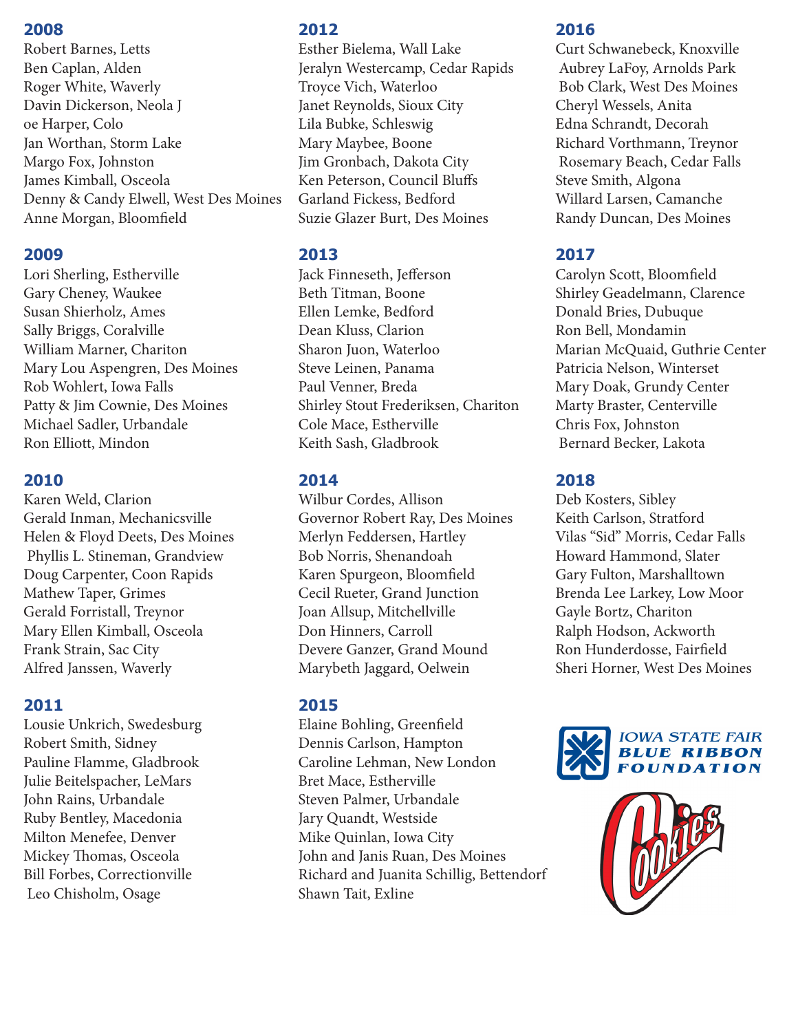## 2008

Robert Barnes, Letts
Ben Caplan, Alden
Roger White, Waverly
Davin Dickerson, Neola J
oe Harper, Colo
Jan Worthan, Storm Lake
Margo Fox, Johnston
James Kimball, Osceola
Denny & Candy Elwell, West Des Moines
Anne Morgan, Bloomfield

## 2009

Lori Sherling, Estherville
Gary Cheney, Waukee
Susan Shierholz, Ames
Sally Briggs, Coralville
William Marner, Chariton
Mary Lou Aspengren, Des Moines
Rob Wohlert, Iowa Falls
Patty & Jim Cownie, Des Moines
Michael Sadler, Urbandale
Ron Elliott, Mindon

## 2010

Karen Weld, Clarion
Gerald Inman, Mechanicsville
Helen & Floyd Deets, Des Moines
Phyllis L. Stineman, Grandview
Doug Carpenter, Coon Rapids
Mathew Taper, Grimes
Gerald Forristall, Treynor
Mary Ellen Kimball, Osceola
Frank Strain, Sac City
Alfred Janssen, Waverly

## 2011

Lousie Unkrich, Swedesburg
Robert Smith, Sidney
Pauline Flamme, Gladbrook
Julie Beitelspacher, LeMars
John Rains, Urbandale
Ruby Bentley, Macedonia
Milton Menefee, Denver
Mickey Thomas, Osceola
Bill Forbes, Correctionville
Leo Chisholm, Osage

## 2012

Esther Bielema, Wall Lake
Jeralyn Westercamp, Cedar Rapids
Troyce Vich, Waterloo
Janet Reynolds, Sioux City
Lila Bubke, Schleswig
Mary Maybee, Boone
Jim Gronbach, Dakota City
Ken Peterson, Council Bluffs
Garland Fickess, Bedford
Suzie Glazer Burt, Des Moines

## 2013

Jack Finneseth, Jefferson
Beth Titman, Boone
Ellen Lemke, Bedford
Dean Kluss, Clarion
Sharon Juon, Waterloo
Steve Leinen, Panama
Paul Venner, Breda
Shirley Stout Frederiksen, Chariton
Cole Mace, Estherville
Keith Sash, Gladbrook

## 2014

Wilbur Cordes, Allison
Governor Robert Ray, Des Moines
Merlyn Feddersen, Hartley
Bob Norris, Shenandoah
Karen Spurgeon, Bloomfield
Cecil Rueter, Grand Junction
Joan Allsup, Mitchellville
Don Hinners, Carroll
Devere Ganzer, Grand Mound
Marybeth Jaggard, Oelwein

## 2015

Elaine Bohling, Greenfield
Dennis Carlson, Hampton
Caroline Lehman, New London
Bret Mace, Estherville
Steven Palmer, Urbandale
Jary Quandt, Westside
Mike Quinlan, Iowa City
John and Janis Ruan, Des Moines
Richard and Juanita Schillig, Bettendorf
Shawn Tait, Exline

## 2016

Curt Schwanebeck, Knoxville
Aubrey LaFoy, Arnolds Park
Bob Clark, West Des Moines
Cheryl Wessels, Anita
Edna Schrandt, Decorah
Richard Vorthmann, Treynor
Rosemary Beach, Cedar Falls
Steve Smith, Algona
Willard Larsen, Camanche
Randy Duncan, Des Moines

## 2017

Carolyn Scott, Bloomfield
Shirley Geadelmann, Clarence
Donald Bries, Dubuque
Ron Bell, Mondamin
Marian McQuaid, Guthrie Center
Patricia Nelson, Winterset
Mary Doak, Grundy Center
Marty Braster, Centerville
Chris Fox, Johnston
Bernard Becker, Lakota

## 2018

Deb Kosters, Sibley
Keith Carlson, Stratford
Vilas "Sid" Morris, Cedar Falls
Howard Hammond, Slater
Gary Fulton, Marshalltown
Brenda Lee Larkey, Low Moor
Gayle Bortz, Chariton
Ralph Hodson, Ackworth
Ron Hunderdosse, Fairfield
Sheri Horner, West Des Moines

IOWA STATE FAIR
BLUE RIBBON
FOUNDATION

Cookies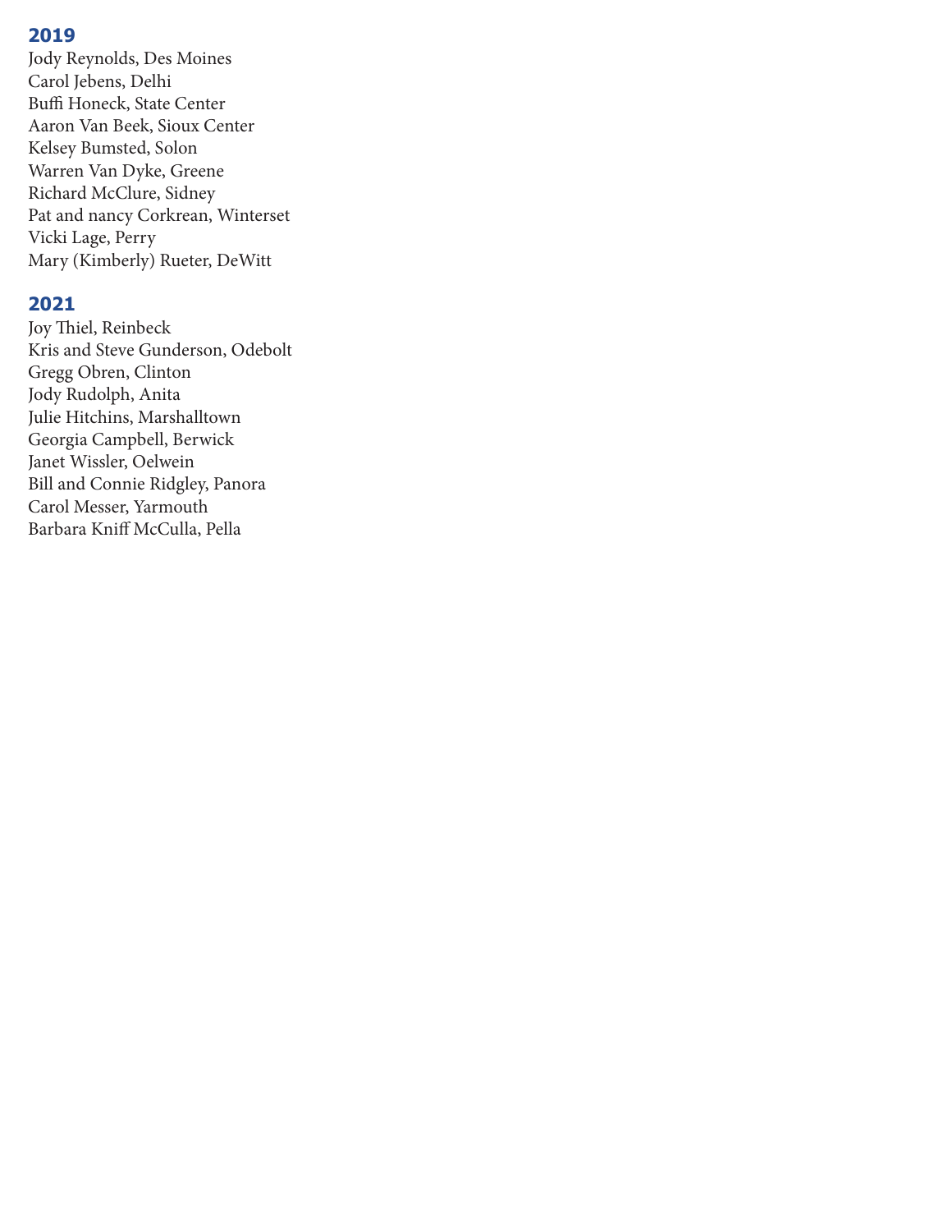## 2019

Jody Reynolds, Des Moines
Carol Jebens, Delhi
Buffi Honeck, State Center
Aaron Van Beek, Sioux Center
Kelsey Bumsted, Solon
Warren Van Dyke, Greene
Richard McClure, Sidney
Pat and nancy Corkrean, Winterset
Vicki Lage, Perry
Mary (Kimberly) Rueter, DeWitt

## 2021

Joy Thiel, Reinbeck
Kris and Steve Gunderson, Odebolt
Gregg Obren, Clinton
Jody Rudolph, Anita
Julie Hitchins, Marshalltown
Georgia Campbell, Berwick
Janet Wissler, Oelwein
Bill and Connie Ridgley, Panora
Carol Messer, Yarmouth
Barbara Kniff McCulla, Pella